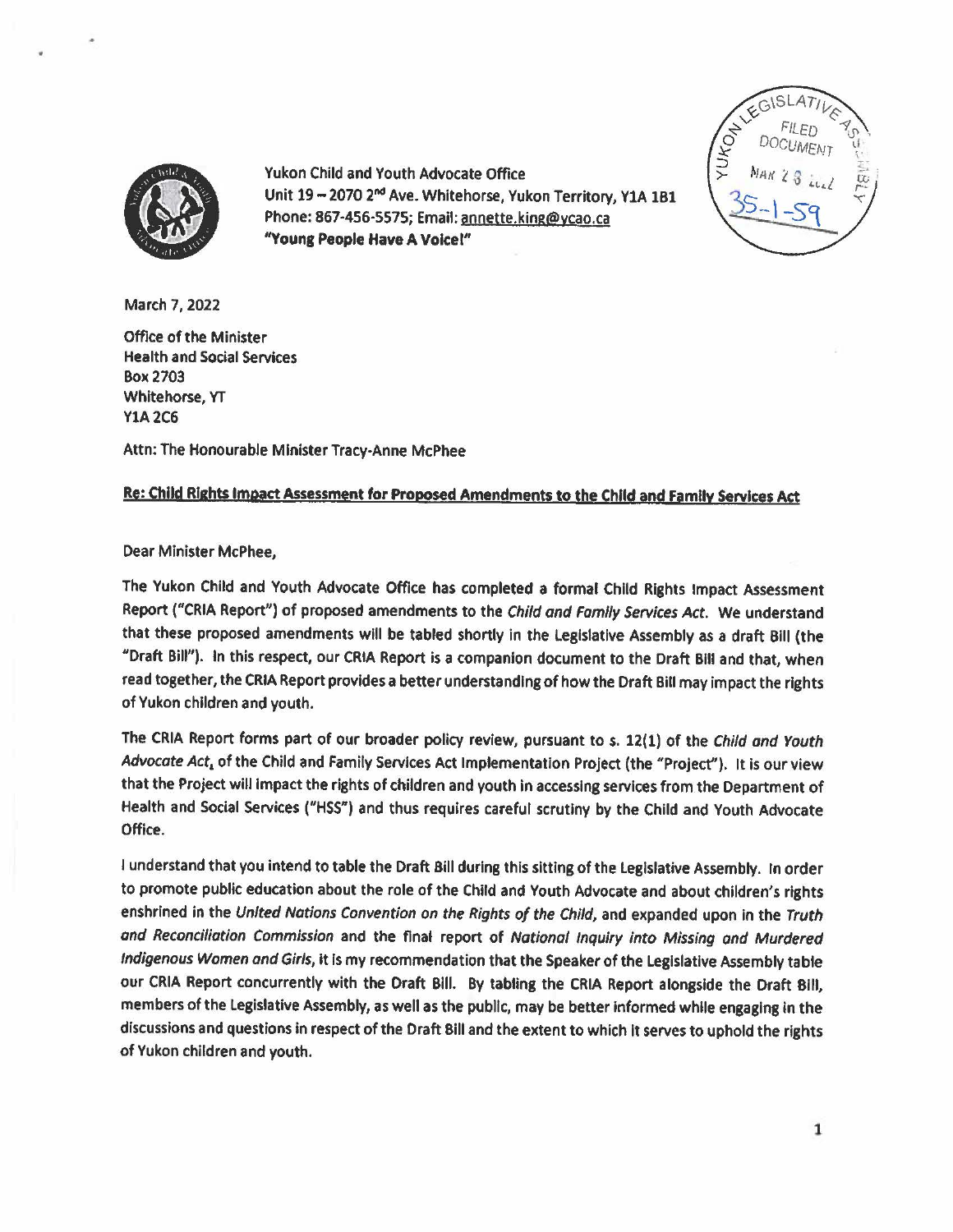Yukon Child and Youth Advocate Office
Unit 19 – 2070 2nd Ave. Whitehorse, Yukon Territory, Y1A 1B1
Phone: 867-456-5575; Email: annette.king@ycao.ca
**"Young People Have A Voice!"**

YUKON LEGISLATIVE ASSEMBLY
FILED DOCUMENT
MAR 28 2022
35-1-59

March 7, 2022

Office of the Minister
Health and Social Services
Box 2703
Whitehorse, YT
Y1A 2C6

Attn: The Honourable Minister Tracy-Anne McPhee

**Re: Child Rights Impact Assessment for Proposed Amendments to the Child and Family Services Act**

Dear Minister McPhee,

The Yukon Child and Youth Advocate Office has completed a formal Child Rights Impact Assessment Report ("CRIA Report") of proposed amendments to the *Child and Family Services Act*. We understand that these proposed amendments will be tabled shortly in the Legislative Assembly as a draft Bill (the "Draft Bill"). In this respect, our CRIA Report is a companion document to the Draft Bill and that, when read together, the CRIA Report provides a better understanding of how the Draft Bill may impact the rights of Yukon children and youth.

The CRIA Report forms part of our broader policy review, pursuant to s. 12(1) of the *Child and Youth Advocate Act*, of the Child and Family Services Act Implementation Project (the "Project"). It is our view that the Project will impact the rights of children and youth in accessing services from the Department of Health and Social Services ("HSS") and thus requires careful scrutiny by the Child and Youth Advocate Office.

I understand that you intend to table the Draft Bill during this sitting of the Legislative Assembly. In order to promote public education about the role of the Child and Youth Advocate and about children's rights enshrined in the *United Nations Convention on the Rights of the Child*, and expanded upon in the *Truth and Reconciliation Commission* and the final report of *National Inquiry into Missing and Murdered Indigenous Women and Girls*, it is my recommendation that the Speaker of the Legislative Assembly table our CRIA Report concurrently with the Draft Bill. By tabling the CRIA Report alongside the Draft Bill, members of the Legislative Assembly, as well as the public, may be better informed while engaging in the discussions and questions in respect of the Draft Bill and the extent to which it serves to uphold the rights of Yukon children and youth.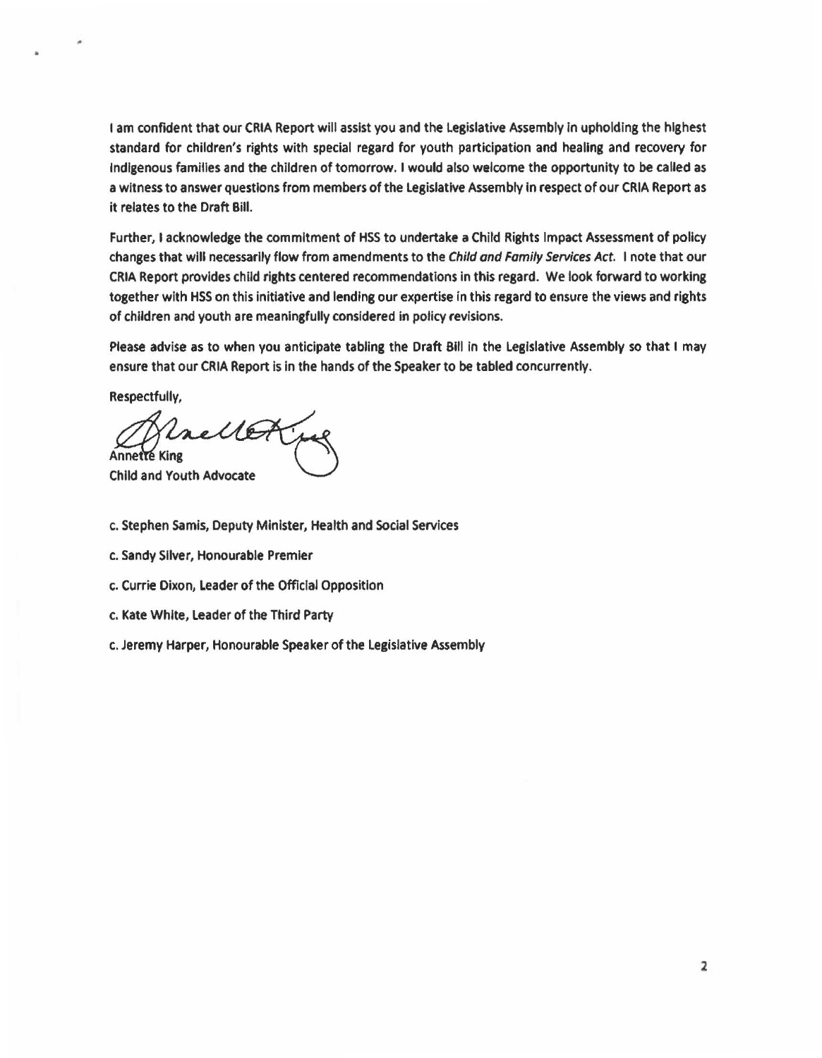I am confident that our CRIA Report will assist you and the Legislative Assembly in upholding the highest standard for children's rights with special regard for youth participation and healing and recovery for Indigenous families and the children of tomorrow. I would also welcome the opportunity to be called as a witness to answer questions from members of the Legislative Assembly in respect of our CRIA Report as it relates to the Draft Bill.

Further, I acknowledge the commitment of HSS to undertake a Child Rights Impact Assessment of policy changes that will necessarily flow from amendments to the *Child and Family Services Act.* I note that our CRIA Report provides child rights centered recommendations in this regard. We look forward to working together with HSS on this initiative and lending our expertise in this regard to ensure the views and rights of children and youth are meaningfully considered in policy revisions.

Please advise as to when you anticipate tabling the Draft Bill in the Legislative Assembly so that I may ensure that our CRIA Report is in the hands of the Speaker to be tabled concurrently.

Respectfully,

Annette King
Child and Youth Advocate

c. Stephen Samis, Deputy Minister, Health and Social Services

c. Sandy Silver, Honourable Premier

c. Currie Dixon, Leader of the Official Opposition

c. Kate White, Leader of the Third Party

c. Jeremy Harper, Honourable Speaker of the Legislative Assembly